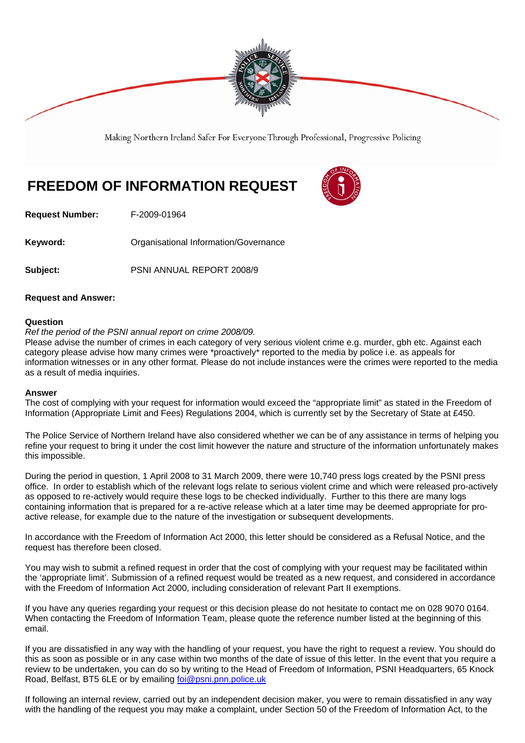Making Northern Ireland Safer For Everyone Through Professional, Progressive Policing

# FREEDOM OF INFORMATION REQUEST

**Request Number:** F-2009-01964

**Keyword:** Organisational Information/Governance

**Subject:** PSNI ANNUAL REPORT 2008/9

**Request and Answer:**

**Question**

*Ref the period of the PSNI annual report on crime 2008/09.*

Please advise the number of crimes in each category of very serious violent crime e.g. murder, gbh etc. Against each category please advise how many crimes were *proactively* reported to the media by police i.e. as appeals for information witnesses or in any other format. Please do not include instances were the crimes were reported to the media as a result of media inquiries.

**Answer**

The cost of complying with your request for information would exceed the "appropriate limit" as stated in the Freedom of Information (Appropriate Limit and Fees) Regulations 2004, which is currently set by the Secretary of State at £450.

The Police Service of Northern Ireland have also considered whether we can be of any assistance in terms of helping you refine your request to bring it under the cost limit however the nature and structure of the information unfortunately makes this impossible.

During the period in question, 1 April 2008 to 31 March 2009, there were 10,740 press logs created by the PSNI press office. In order to establish which of the relevant logs relate to serious violent crime and which were released pro-actively as opposed to re-actively would require these logs to be checked individually. Further to this there are many logs containing information that is prepared for a re-active release which at a later time may be deemed appropriate for pro-active release, for example due to the nature of the investigation or subsequent developments.

In accordance with the Freedom of Information Act 2000, this letter should be considered as a Refusal Notice, and the request has therefore been closed.

You may wish to submit a refined request in order that the cost of complying with your request may be facilitated within the 'appropriate limit'. Submission of a refined request would be treated as a new request, and considered in accordance with the Freedom of Information Act 2000, including consideration of relevant Part II exemptions.

If you have any queries regarding your request or this decision please do not hesitate to contact me on 028 9070 0164. When contacting the Freedom of Information Team, please quote the reference number listed at the beginning of this email.

If you are dissatisfied in any way with the handling of your request, you have the right to request a review. You should do this as soon as possible or in any case within two months of the date of issue of this letter. In the event that you require a review to be undertaken, you can do so by writing to the Head of Freedom of Information, PSNI Headquarters, 65 Knock Road, Belfast, BT5 6LE or by emailing foi@psni.pnn.police.uk

If following an internal review, carried out by an independent decision maker, you were to remain dissatisfied in any way with the handling of the request you may make a complaint, under Section 50 of the Freedom of Information Act, to the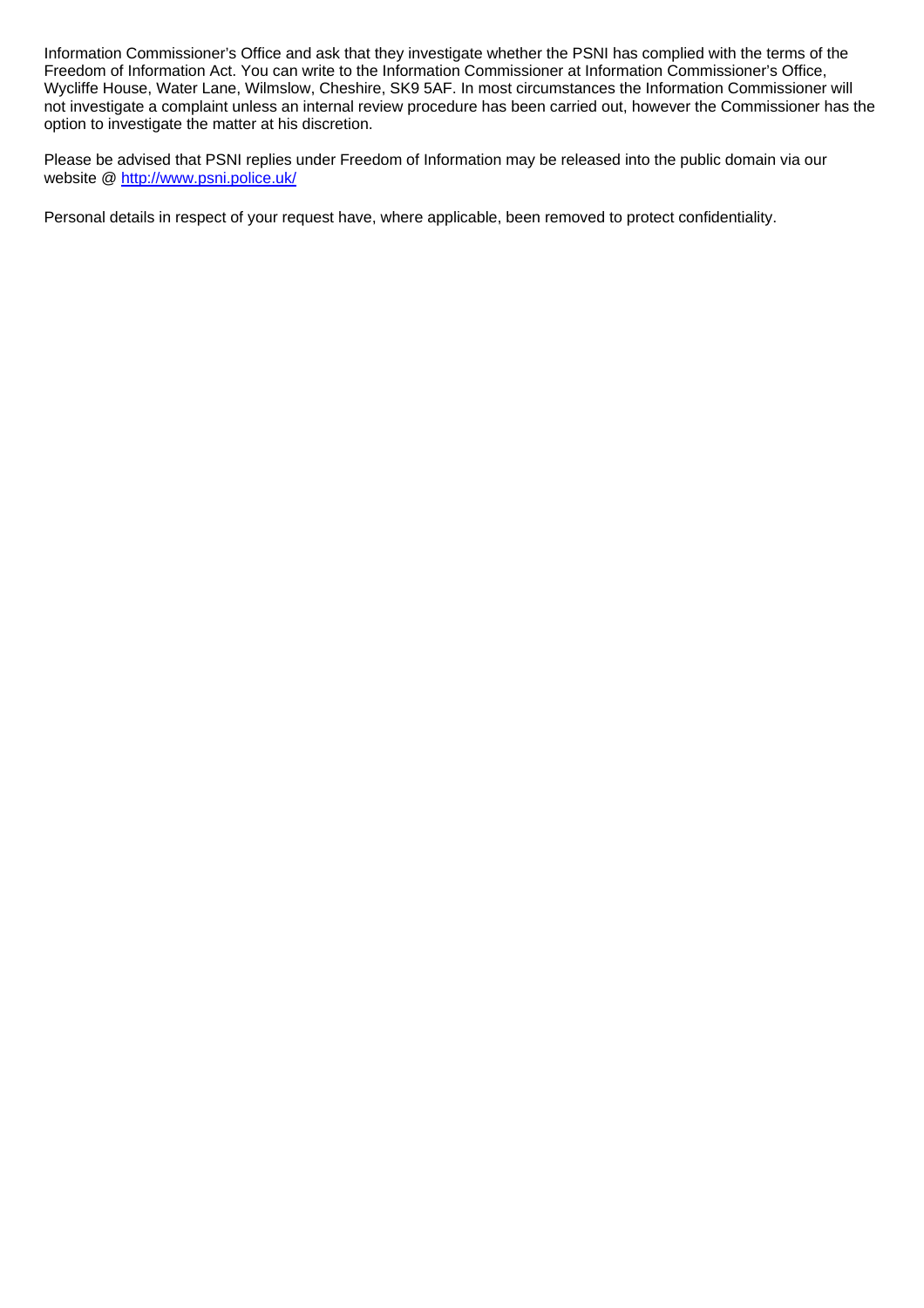Information Commissioner's Office and ask that they investigate whether the PSNI has complied with the terms of the Freedom of Information Act. You can write to the Information Commissioner at Information Commissioner's Office, Wycliffe House, Water Lane, Wilmslow, Cheshire, SK9 5AF. In most circumstances the Information Commissioner will not investigate a complaint unless an internal review procedure has been carried out, however the Commissioner has the option to investigate the matter at his discretion.

Please be advised that PSNI replies under Freedom of Information may be released into the public domain via our website @ http://www.psni.police.uk/

Personal details in respect of your request have, where applicable, been removed to protect confidentiality.